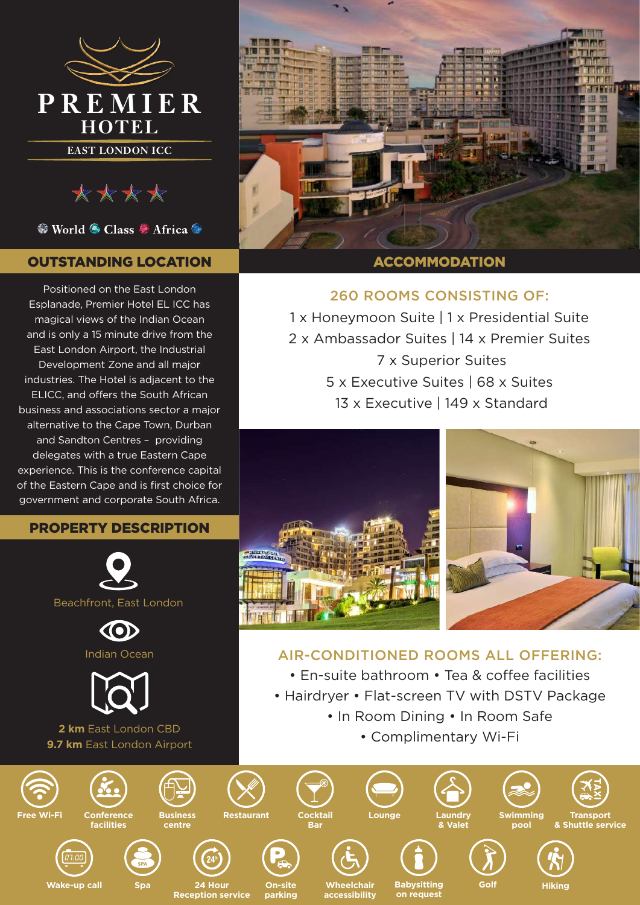# PREMIER HOTEL

EAST LONDON ICC

★★★★

World Class Africa

## OUTSTANDING LOCATION

Positioned on the East London Esplanade, Premier Hotel EL ICC has magical views of the Indian Ocean and is only a 15 minute drive from the East London Airport, the Industrial Development Zone and all major industries. The Hotel is adjacent to the ELICC, and offers the South African business and associations sector a major alternative to the Cape Town, Durban and Sandton Centres – providing delegates with a true Eastern Cape experience. This is the conference capital of the Eastern Cape and is first choice for government and corporate South Africa.

## PROPERTY DESCRIPTION

Beachfront, East London

Indian Ocean

**2 km** East London CBD
**9.7 km** East London Airport

## ACCOMMODATION

### 260 ROOMS CONSISTING OF:

1 x Honeymoon Suite | 1 x Presidential Suite
2 x Ambassador Suites | 14 x Premier Suites
7 x Superior Suites
5 x Executive Suites | 68 x Suites
13 x Executive | 149 x Standard

### AIR-CONDITIONED ROOMS ALL OFFERING:

- En-suite bathroom
- Tea & coffee facilities
- Hairdryer
- Flat-screen TV with DSTV Package
- In Room Dining
- In Room Safe
- Complimentary Wi-Fi

---

- Free Wi-Fi
- Conference facilities
- Business centre
- Restaurant
- Cocktail Bar
- Lounge
- Laundry & Valet
- Swimming pool
- Transport & Shuttle service
- Wake-up call
- Spa
- 24 Hour Reception service
- On-site parking
- Wheelchair accessibility
- Babysitting on request
- Golf
- Hiking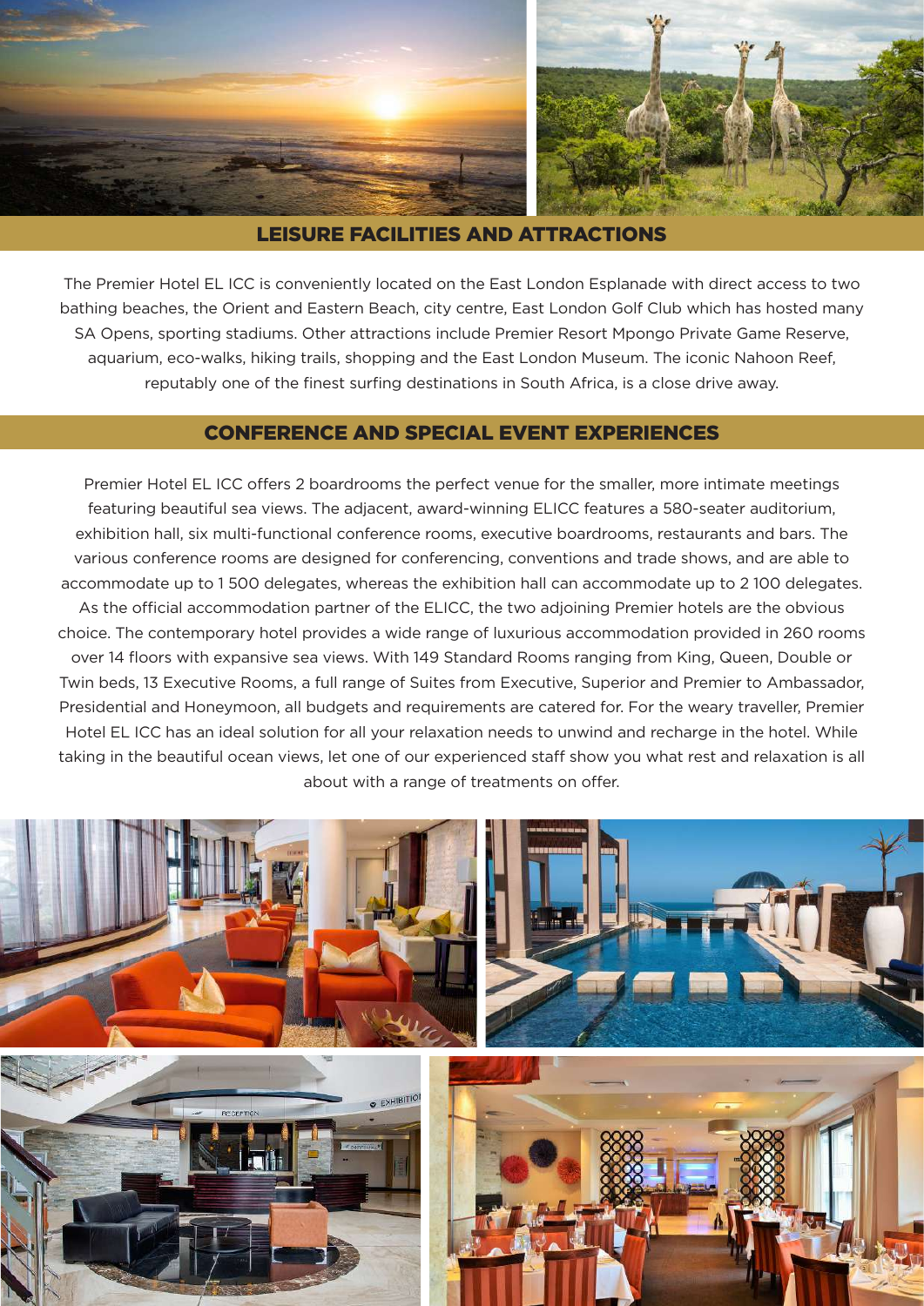## LEISURE FACILITIES AND ATTRACTIONS

The Premier Hotel EL ICC is conveniently located on the East London Esplanade with direct access to two bathing beaches, the Orient and Eastern Beach, city centre, East London Golf Club which has hosted many SA Opens, sporting stadiums. Other attractions include Premier Resort Mpongo Private Game Reserve, aquarium, eco-walks, hiking trails, shopping and the East London Museum. The iconic Nahoon Reef, reputably one of the finest surfing destinations in South Africa, is a close drive away.

## CONFERENCE AND SPECIAL EVENT EXPERIENCES

Premier Hotel EL ICC offers 2 boardrooms the perfect venue for the smaller, more intimate meetings featuring beautiful sea views. The adjacent, award-winning ELICC features a 580-seater auditorium, exhibition hall, six multi-functional conference rooms, executive boardrooms, restaurants and bars. The various conference rooms are designed for conferencing, conventions and trade shows, and are able to accommodate up to 1 500 delegates, whereas the exhibition hall can accommodate up to 2 100 delegates. As the official accommodation partner of the ELICC, the two adjoining Premier hotels are the obvious choice. The contemporary hotel provides a wide range of luxurious accommodation provided in 260 rooms over 14 floors with expansive sea views. With 149 Standard Rooms ranging from King, Queen, Double or Twin beds, 13 Executive Rooms, a full range of Suites from Executive, Superior and Premier to Ambassador, Presidential and Honeymoon, all budgets and requirements are catered for. For the weary traveller, Premier Hotel EL ICC has an ideal solution for all your relaxation needs to unwind and recharge in the hotel. While taking in the beautiful ocean views, let one of our experienced staff show you what rest and relaxation is all about with a range of treatments on offer.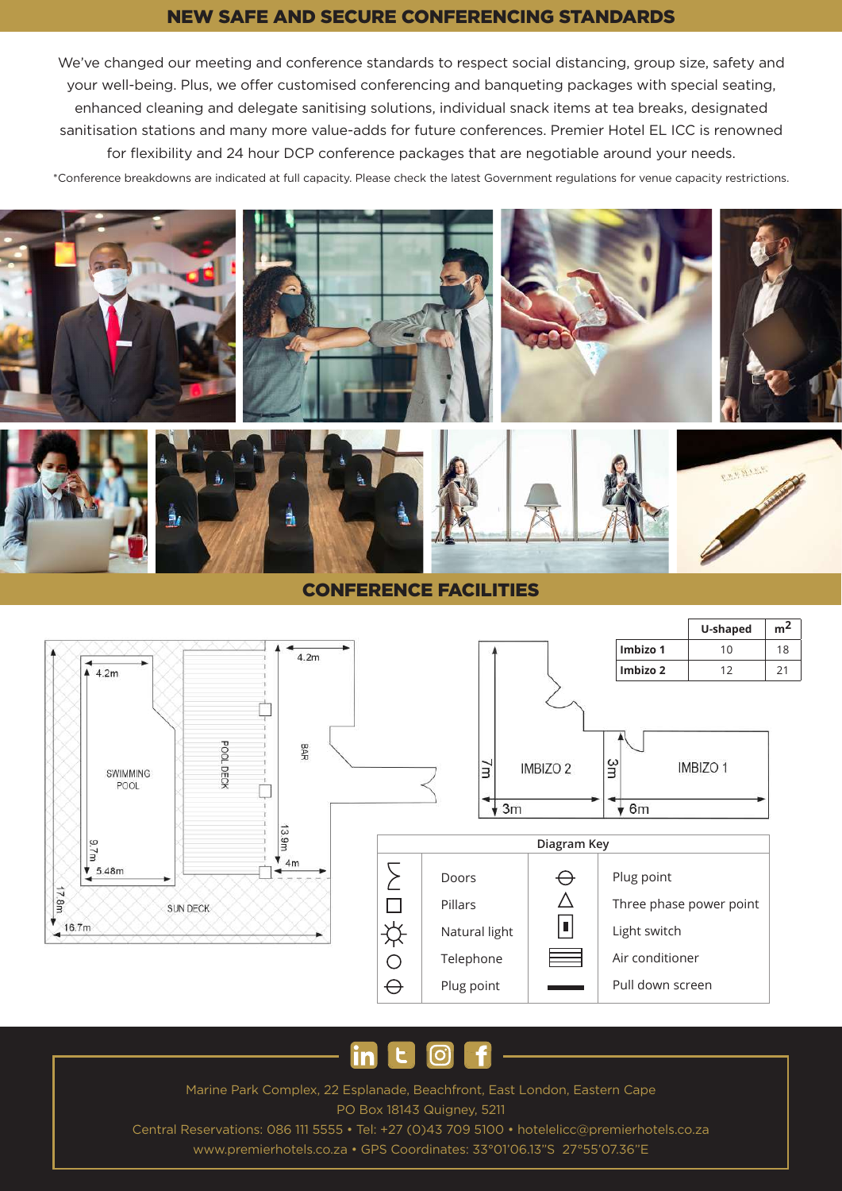## NEW SAFE AND SECURE CONFERENCING STANDARDS

We've changed our meeting and conference standards to respect social distancing, group size, safety and your well-being. Plus, we offer customised conferencing and banqueting packages with special seating, enhanced cleaning and delegate sanitising solutions, individual snack items at tea breaks, designated sanitisation stations and many more value-adds for future conferences. Premier Hotel EL ICC is renowned for flexibility and 24 hour DCP conference packages that are negotiable around your needs.

*Conference breakdowns are indicated at full capacity. Please check the latest Government regulations for venue capacity restrictions.

## CONFERENCE FACILITIES

4.2m
4.2m
SWIMMING POOL
POOL DECK
BAR
13.9m
9.7m
5.48m
4m
17.8m
SUN DECK
16.7m

7m
IMBIZO 2
3m
IMBIZO 1
3m
6m

| | U-shaped | $m^2$ |
|---|---|---|
| **Imbizo 1** | 10 | 18 |
| **Imbizo 2** | 12 | 21 |

**Diagram Key**

| | | | |
|---|---|---|---|
| Doors | | Plug point | |
| Pillars | | Three phase power point | |
| Natural light | | Light switch | |
| Telephone | | Air conditioner | |
| Plug point | | Pull down screen | |

Marine Park Complex, 22 Esplanade, Beachfront, East London, Eastern Cape
PO Box 18143 Quigney, 5211
Central Reservations: 086 111 5555 • Tel: +27 (0)43 709 5100 • hotelelicc@premierhotels.co.za
www.premierhotels.co.za • GPS Coordinates: 33°01'06.13"S 27°55'07.36"E